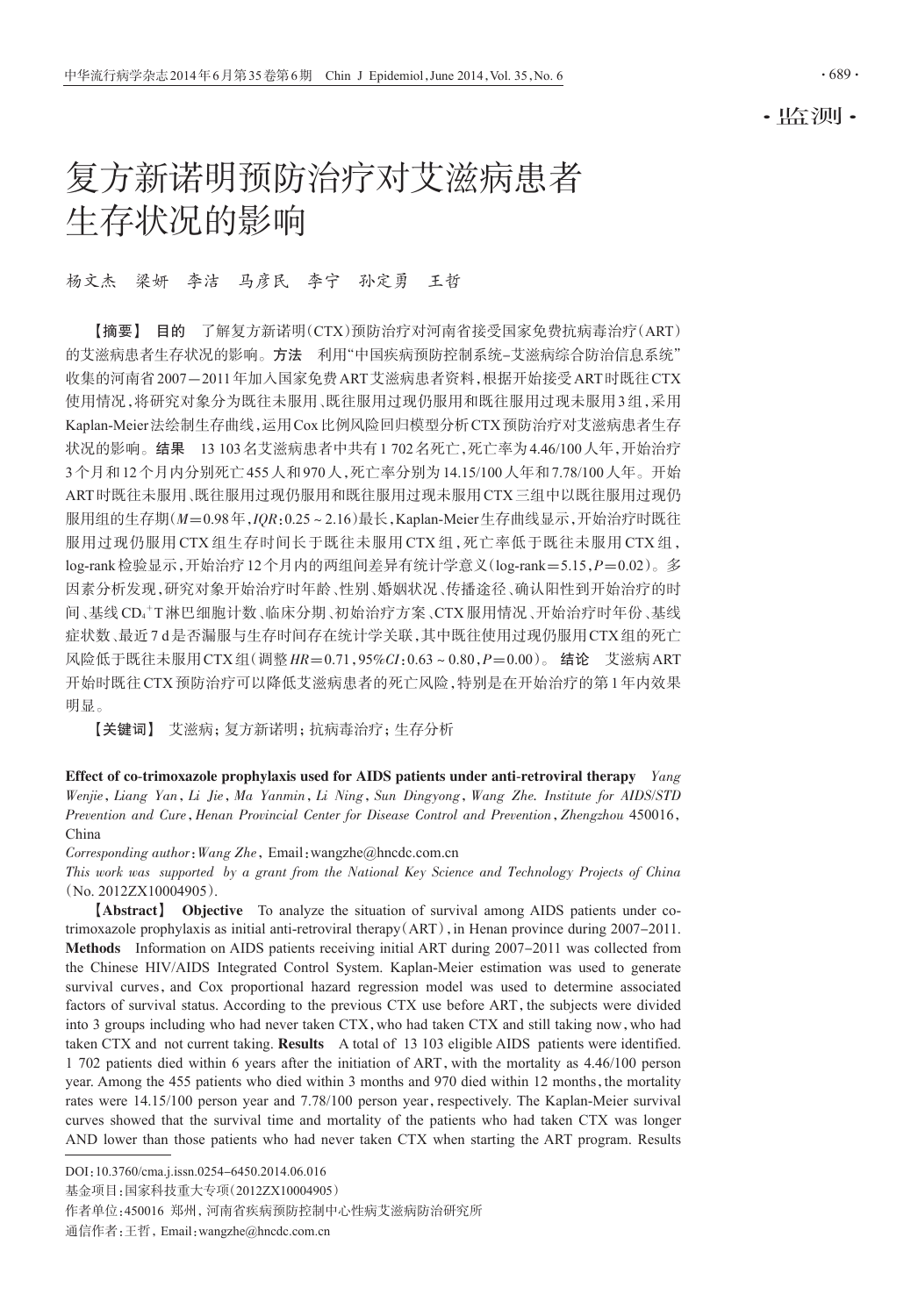· 监测 ·

# 复方新诺明预防治疗对艾滋病患者生存状况的影响

杨文杰　梁妍　李洁　马彦民　李宁　孙定勇　王哲

【摘要】 **目的**　了解复方新诺明(CTX)预防治疗对河南省接受国家免费抗病毒治疗(ART)的艾滋病患者生存状况的影响。**方法**　利用"中国疾病预防控制系统-艾滋病综合防治信息系统"收集的河南省2007—2011年加入国家免费ART艾滋病患者资料,根据开始接受ART时既往CTX使用情况,将研究对象分为既往未服用、既往服用过现仍服用和既往服用过现未服用3组,采用Kaplan-Meier法绘制生存曲线,运用Cox比例风险回归模型分析CTX预防治疗对艾滋病患者生存状况的影响。**结果**　13 103名艾滋病患者中共有1 702名死亡,死亡率为4.46/100人年,开始治疗3个月和12个月内分别死亡455人和970人,死亡率分别为14.15/100人年和7.78/100人年。开始ART时既往未服用、既往服用过现仍服用和既往服用过现未服用CTX三组中以既往服用过现仍服用组的生存期($M$=0.98年,$IQR$:0.25～2.16)最长,Kaplan-Meier生存曲线显示,开始治疗时既往服用过现仍服用CTX组生存时间长于既往未服用CTX组,死亡率低于既往未服用CTX组,log-rank检验显示,开始治疗12个月内的两组间差异有统计学意义(log-rank=5.15,$P$=0.02)。多因素分析发现,研究对象开始治疗时年龄、性别、婚姻状况、传播途径、确认阳性到开始治疗的时间、基线$CD_4^+$T淋巴细胞计数、临床分期、初始治疗方案、CTX服用情况、开始治疗时年份、基线症状数、最近7 d是否漏服与生存时间存在统计关联,其中既往使用过现仍服用CTX组的死亡风险低于既往未服用CTX组(调整$HR$=0.71,95%$CI$:0.63～0.80,$P$=0.00)。**结论**　艾滋病ART开始时既往CTX预防治疗可以降低艾滋病患者的死亡风险,特别是在开始治疗的第1年内效果明显。

【关键词】 艾滋病;复方新诺明;抗病毒治疗;生存分析

**Effect of co-trimoxazole prophylaxis used for AIDS patients under anti-retroviral therapy**　*Yang Wenjie, Liang Yan, Li Jie, Ma Yanmin, Li Ning, Sun Dingyong, Wang Zhe. Institute for AIDS/STD Prevention and Cure, Henan Provincial Center for Disease Control and Prevention, Zhengzhou* 450016, China

*Corresponding author: Wang Zhe*, Email: wangzhe@hncdc.com.cn

*This work was supported by a grant from the National Key Science and Technology Projects of China* (No. 2012ZX10004905).

【Abstract】 **Objective**　To analyze the situation of survival among AIDS patients under co-trimoxazole prophylaxis as initial anti-retroviral therapy (ART), in Henan province during 2007-2011. **Methods**　Information on AIDS patients receiving initial ART during 2007-2011 was collected from the Chinese HIV/AIDS Integrated Control System. Kaplan-Meier estimation was used to generate survival curves, and Cox proportional hazard regression model was used to determine associated factors of survival status. According to the previous CTX use before ART, the subjects were divided into 3 groups including who had never taken CTX, who had taken CTX and still taking now, who had taken CTX and not current taking. **Results**　A total of 13 103 eligible AIDS patients were identified. 1 702 patients died within 6 years after the initiation of ART, with the mortality as 4.46/100 person year. Among the 455 patients who died within 3 months and 970 died within 12 months, the mortality rates were 14.15/100 person year and 7.78/100 person year, respectively. The Kaplan-Meier survival curves showed that the survival time and mortality of the patients who had taken CTX was longer AND lower than those patients who had never taken CTX when starting the ART program. Results

---

DOI:10.3760/cma.j.issn.0254-6450.2014.06.016

基金项目:国家科技重大专项(2012ZX10004905)

作者单位:450016 郑州,河南省疾病预防控制中心性病艾滋病防治研究所

通信作者:王哲, Email:wangzhe@hncdc.com.cn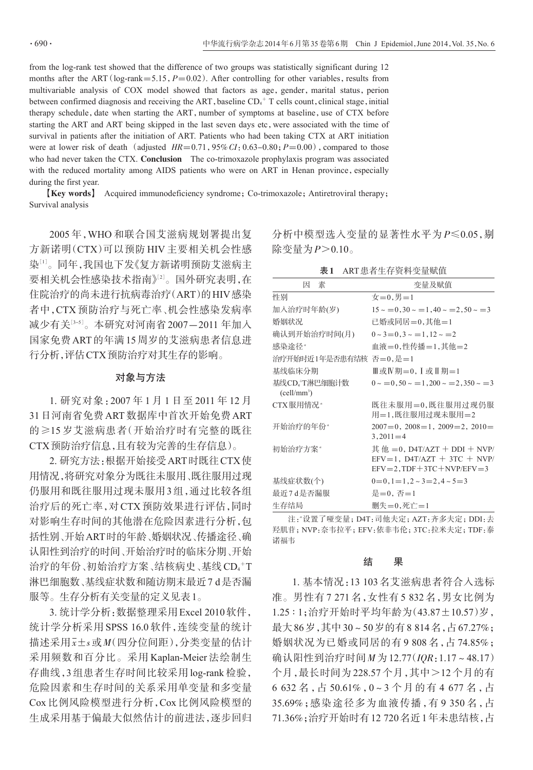from the log-rank test showed that the difference of two groups was statistically significant during 12 months after the ART (log-rank=5.15, $P=0.02$). After controlling for other variables, results from multivariable analysis of COX model showed that factors as age, gender, marital status, perion between confirmed diagnosis and receiving the ART, baseline $CD_4^+$ T cells count, clinical stage, initial therapy schedule, date when starting the ART, number of symptoms at baseline, use of CTX before starting the ART and ART being skipped in the last seven days etc, were associated with the time of survival in patients after the initiation of ART. Patients who had been taking CTX at ART initiation were at lower risk of death (adjusted $HR=0.71$, 95% $CI$: 0.63-0.80; $P=0.00$), compared to those who had never taken the CTX. **Conclusion** The co-trimoxazole prophylaxis program was associated with the reduced mortality among AIDS patients who were on ART in Henan province, especially during the first year.

**【Key words】** Acquired immunodeficiency syndrome; Co-trimoxazole; Antiretroviral therapy; Survival analysis

2005年，WHO和联合国艾滋病规划署提出复方新诺明（CTX）可以预防HIV主要相关机会性感染[1]。同年，我国也下发《复方新诺明预防艾滋病主要相关机会性感染技术指南》[2]。国外研究表明，在住院治疗的尚未进行抗病毒治疗（ART）的HIV感染者中，CTX预防治疗与死亡率、机会性感染发病率减少有关[3-5]。本研究对河南省2007—2011年加入国家免费ART的年满15周岁的艾滋病患者信息进行分析，评估CTX预防治疗对其生存的影响。

## 对象与方法

1. 研究对象：2007年1月1日至2011年12月31日河南省免费ART数据库中首次开始免费ART的≥15岁艾滋病患者（开始治疗时有完整的既往CTX预防治疗信息，且有较为完善的生存信息）。

2. 研究方法：根据开始接受ART时既往CTX使用情况，将研究对象分为既往未服用、既往服用过现仍服用和既往服用过现未服用3组，通过比较各组治疗后的死亡率，对CTX预防效果进行评估，同时对影响生存时间的其他潜在危险因素进行分析，包括性别、开始ART时的年龄、婚姻状况、传播途径、确认阳性到治疗的时间、开始治疗时的临床分期、开始治疗的年份、初始治疗方案、结核病史、基线$CD_4^+$T淋巴细胞数、基线症状数和随访期末最近7 d是否漏服等。生存分析有关变量的定义见表1。

3. 统计学分析：数据整理采用Excel 2010软件，统计学分析采用SPSS 16.0软件，连续变量的统计描述采用$\bar{x}\pm s$或$M$（四分位间距），分类变量的估计采用频数和百分比。采用Kaplan-Meier法绘制生存曲线，3组患者生存时间比较采用log-rank检验，危险因素和生存时间的关系采用单变量和多变量Cox比例风险模型进行分析，Cox比例风险模型的生成采用基于偏最大似然估计的前进法，逐步回归分析中模型选入变量的显著性水平为$P\leqslant 0.05$，剔除变量为$P>0.10$。

**表1** ART患者生存资料变量赋值

| 因　素 | 变量及赋值 |
|---|---|
| 性别 | 女=0，男=1 |
| 加入治疗时年龄(岁) | 15～=0，30～=1，40～=2，50～=3 |
| 婚姻状况 | 已婚或同居=0，其他=1 |
| 确认到开始治疗时间(月) | 0～3=0，3～=1，12～=2 |
| 感染途径[a] | 血液=0，性传播=1，其他=2 |
| 治疗开始时近1年是否患有结核 | 否=0，是=1 |
| 基线临床分期 | Ⅲ或Ⅳ期=0，Ⅰ或Ⅱ期=1 |
| 基线$CD_4^+$T淋巴细胞计数(cell/mm³) | 0～=0，50～=1，200～=2，350～=3 |
| CTX服用情况[a] | 既往未服用=0，既往服用过现仍服用=1，既往服用过现未服用=2 |
| 开始治疗的年份[a] | 2007=0，2008=1，2009=2，2010=3，2011=4 |
| 初始治疗方案[a] | 其他=0，D4T/AZT + DDI + NVP/EFV=1，D4T/AZT + 3TC + NVP/EFV=2，TDF+3TC+NVP/EFV=3 |
| 基线症状数(个) | 0=0，1=1，2～3=2，4～5=3 |
| 最近7 d是否漏服 | 是=0，否=1 |
| 生存结局 | 删失=0，死亡=1 |

注：[a]设置了哑变量；D4T：司他夫定；AZT：齐多夫定；DDI：去羟肌苷；NVP：奈韦拉平；EFV：依非韦伦；3TC：拉米夫定；TDF：泰诺福韦

## 结　果

1. 基本情况：13 103名艾滋病患者符合入选标准。男性有7 271名，女性有5 832名，男女比例为1.25∶1；治疗开始时平均年龄为（43.87±10.57）岁，最大86岁，其中30～50岁的有8 814名，占67.27%；婚姻状况为已婚或同居的有9 808名，占74.85%；确认阳性到治疗时间$M$为12.77（$IQR$：1.17～48.17）个月，最长时间为228.57个月，其中>12个月的有6 632名，占50.61%，0～3个月的有4 677名，占35.69%；感染途径多为血液传播，有9 350名，占71.36%；治疗开始时有12 720名近1年未患结核，占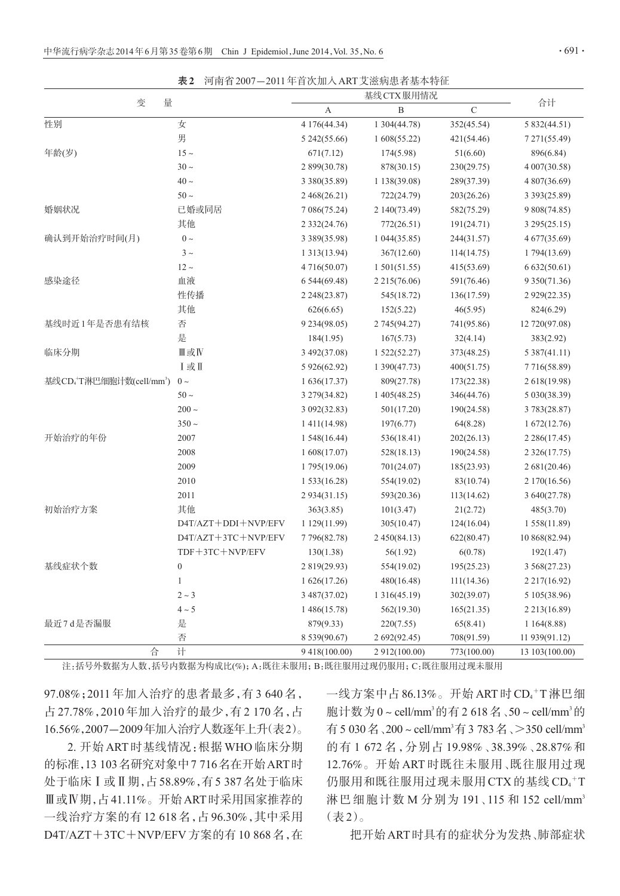**表2** 河南省2007—2011年首次加入ART艾滋病患者基本特征

| 变量 | | 基线CTX服用情况 | | | 合计 |
|---|---|---|---|---|---|
| | | A | B | C | |
| 性别 | 女 | 4 176(44.34) | 1 304(44.78) | 352(45.54) | 5 832(44.51) |
| | 男 | 5 242(55.66) | 1 608(55.22) | 421(54.46) | 7 271(55.49) |
| 年龄(岁) | 15～ | 671(7.12) | 174(5.98) | 51(6.60) | 896(6.84) |
| | 30～ | 2 899(30.78) | 878(30.15) | 230(29.75) | 4 007(30.58) |
| | 40～ | 3 380(35.89) | 1 138(39.08) | 289(37.39) | 4 807(36.69) |
| | 50～ | 2 468(26.21) | 722(24.79) | 203(26.26) | 3 393(25.89) |
| 婚姻状况 | 已婚或同居 | 7 086(75.24) | 2 140(73.49) | 582(75.29) | 9 808(74.85) |
| | 其他 | 2 332(24.76) | 772(26.51) | 191(24.71) | 3 295(25.15) |
| 确认到开始治疗时间(月) | 0～ | 3 389(35.98) | 1 044(35.85) | 244(31.57) | 4 677(35.69) |
| | 3～ | 1 313(13.94) | 367(12.60) | 114(14.75) | 1 794(13.69) |
| | 12～ | 4 716(50.07) | 1 501(51.55) | 415(53.69) | 6 632(50.61) |
| 感染途径 | 血液 | 6 544(69.48) | 2 215(76.06) | 591(76.46) | 9 350(71.36) |
| | 性传播 | 2 248(23.87) | 545(18.72) | 136(17.59) | 2 929(22.35) |
| | 其他 | 626(6.65) | 152(5.22) | 46(5.95) | 824(6.29) |
| 基线时近1年是否患有结核 | 否 | 9 234(98.05) | 2 745(94.27) | 741(95.86) | 12 720(97.08) |
| | 是 | 184(1.95) | 167(5.73) | 32(4.14) | 383(2.92) |
| 临床分期 | Ⅲ或Ⅳ | 3 492(37.08) | 1 522(52.27) | 373(48.25) | 5 387(41.11) |
| | Ⅰ或Ⅱ | 5 926(62.92) | 1 390(47.73) | 400(51.75) | 7 716(58.89) |
| 基线$CD_4^+$T淋巴细胞计数(cell/mm³) | 0～ | 1 636(17.37) | 809(27.78) | 173(22.38) | 2 618(19.98) |
| | 50～ | 3 279(34.82) | 1 405(48.25) | 346(44.76) | 5 030(38.39) |
| | 200～ | 3 092(32.83) | 501(17.20) | 190(24.58) | 3 783(28.87) |
| | 350～ | 1 411(14.98) | 197(6.77) | 64(8.28) | 1 672(12.76) |
| 开始治疗的年份 | 2007 | 1 548(16.44) | 536(18.41) | 202(26.13) | 2 286(17.45) |
| | 2008 | 1 608(17.07) | 528(18.13) | 190(24.58) | 2 326(17.75) |
| | 2009 | 1 795(19.06) | 701(24.07) | 185(23.93) | 2 681(20.46) |
| | 2010 | 1 533(16.28) | 554(19.02) | 83(10.74) | 2 170(16.56) |
| | 2011 | 2 934(31.15) | 593(20.36) | 113(14.62) | 3 640(27.78) |
| 初始治疗方案 | 其他 | 363(3.85) | 101(3.47) | 21(2.72) | 485(3.70) |
| | D4T/AZT＋DDI＋NVP/EFV | 1 129(11.99) | 305(10.47) | 124(16.04) | 1 558(11.89) |
| | D4T/AZT＋3TC＋NVP/EFV | 7 796(82.78) | 2 450(84.13) | 622(80.47) | 10 868(82.94) |
| | TDF＋3TC＋NVP/EFV | 130(1.38) | 56(1.92) | 6(0.78) | 192(1.47) |
| 基线症状个数 | 0 | 2 819(29.93) | 554(19.02) | 195(25.23) | 3 568(27.23) |
| | 1 | 1 626(17.26) | 480(16.48) | 111(14.36) | 2 217(16.92) |
| | 2～3 | 3 487(37.02) | 1 316(45.19) | 302(39.07) | 5 105(38.96) |
| | 4～5 | 1 486(15.78) | 562(19.30) | 165(21.35) | 2 213(16.89) |
| 最近7 d是否漏服 | 是 | 879(9.33) | 220(7.55) | 65(8.41) | 1 164(8.88) |
| | 否 | 8 539(90.67) | 2 692(92.45) | 708(91.59) | 11 939(91.12) |
| 合计 | | 9 418(100.00) | 2 912(100.00) | 773(100.00) | 13 103(100.00) |

注：括号外数据为人数，括号内数据为构成比(%)；A：既往未服用；B：既往服用过现仍服用；C：既往服用过现未服用

97.08%；2011年加入治疗的患者最多，有3 640名，占27.78%，2010年加入治疗的最少，有2 170名，占16.56%，2007—2009年加入治疗人数逐年上升(表2)。

2. 开始ART时基线情况：根据WHO临床分期的标准，13 103名研究对象中7 716名在开始ART时处于临床Ⅰ或Ⅱ期，占58.89%，有5 387名处于临床Ⅲ或Ⅳ期，占41.11%。开始ART时采用国家推荐的一线治疗方案的有12 618名，占96.30%，其中采用D4T/AZT＋3TC＋NVP/EFV方案的有10 868名，在一线方案中占86.13%。开始ART时$CD_4^+$T淋巴细胞计数为0～cell/mm³的有2 618名、50～cell/mm³的有5 030名、200～cell/mm³有3 783名、＞350 cell/mm³的有1 672名，分别占19.98%、38.39%、28.87%和12.76%。开始ART时既往未服用、既往服用过现仍服用和既往服用过现未服用CTX的基线$CD_4^+$T淋巴细胞计数M分别为191、115和152 cell/mm³(表2)。

把开始ART时具有的症状分为发热、肺部症状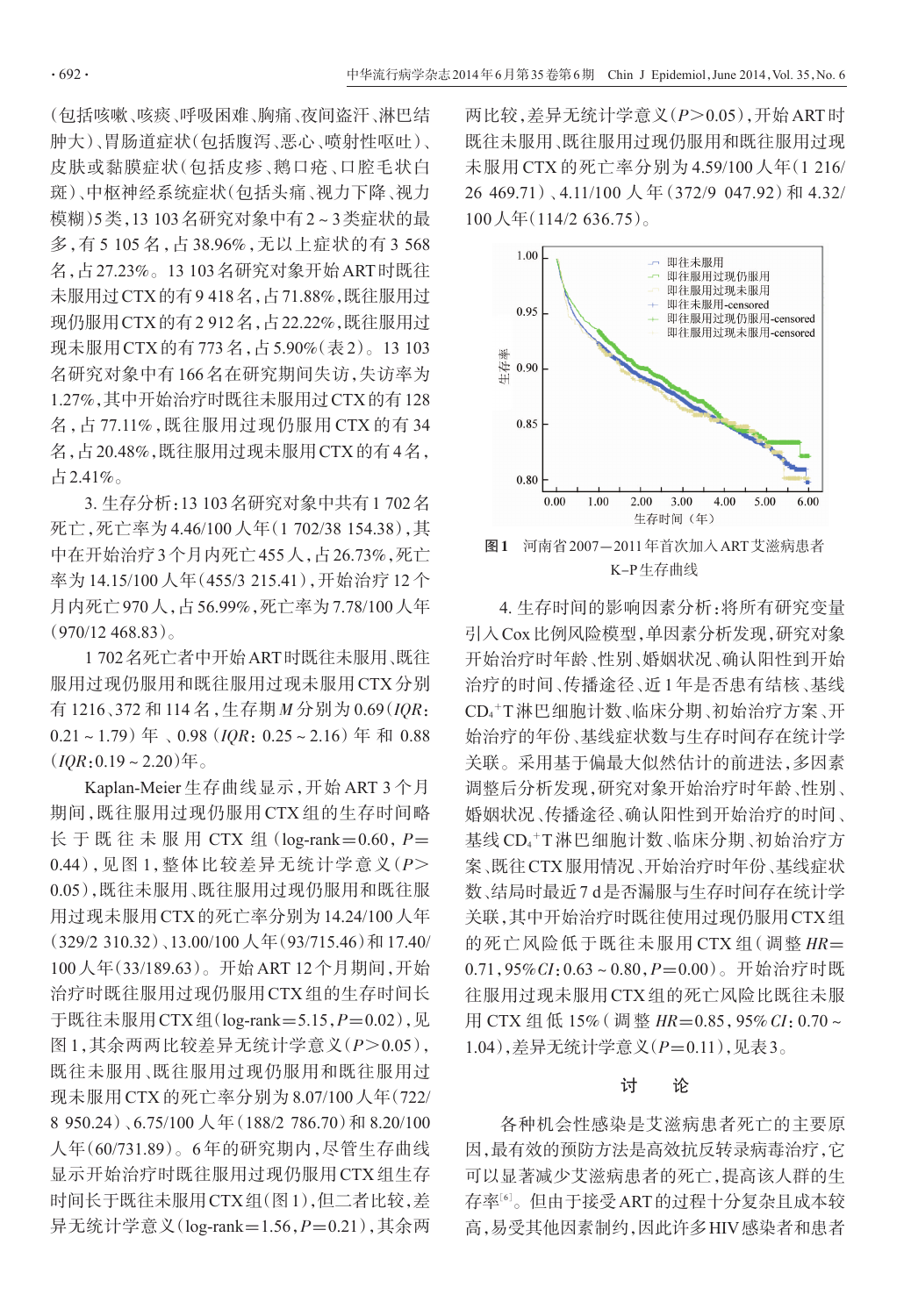（包括咳嗽、咳痰、呼吸困难、胸痛、夜间盗汗、淋巴结肿大）、胃肠道症状（包括腹泻、恶心、喷射性呕吐）、皮肤或黏膜症状（包括皮疹、鹅口疮、口腔毛状白斑）、中枢神经系统症状（包括头痛、视力下降、视力模糊）5类，13 103名研究对象中有2～3类症状的最多，有5 105名，占38.96%，无以上症状的有3 568名，占27.23%。13 103名研究对象开始ART时既往未服用过CTX的有9 418名，占71.88%，既往服用过现仍服用CTX的有2 912名，占22.22%，既往服用过现未服用CTX的有773名，占5.90%（表2）。13 103名研究对象中有166名在研究期间失访，失访率为1.27%，其中开始治疗时既往未服用过CTX的有128名，占77.11%，既往服用过现仍服用CTX的有34名，占20.48%，既往服用过现未服用CTX的有4名，占2.41%。

3. 生存分析：13 103名研究对象中共有1 702名死亡，死亡率为4.46/100人年（1 702/38 154.38），其中在开始治疗3个月内死亡455人，占26.73%，死亡率为14.15/100人年（455/3 215.41），开始治疗12个月内死亡970人，占56.99%，死亡率为7.78/100人年（970/12 468.83）。

1 702名死亡者中开始ART时既往未服用、既往服用过现仍服用和既往服用过现未服用CTX分别有1216、372和114名，生存期$M$分别为0.69（$IQR$：0.21～1.79）年、0.98（$IQR$：0.25～2.16）年和0.88（$IQR$：0.19～2.20）年。

Kaplan-Meier生存曲线显示，开始ART 3个月期间，既往服用过现仍服用CTX组的生存时间略长于既往未服用CTX组（log-rank=0.60，$P$=0.44），见图1，整体比较差异无统计学意义（$P$>0.05），既往未服用、既往服用过现仍服用和既往服用过现未服用CTX的死亡率分别为14.24/100人年（329/2 310.32）、13.00/100人年（93/715.46）和17.40/100人年（33/189.63）。开始ART 12个月期间，开始治疗时既往服用过现仍服用CTX组的生存时间长于既往未服用CTX组（log-rank=5.15，$P$=0.02），见图1，其余两两比较差异无统计学意义（$P$>0.05），既往未服用、既往服用过现仍服用和既往服用过现未服用CTX的死亡率分别为8.07/100人年（722/8 950.24）、6.75/100人年（188/2 786.70）和8.20/100人年（60/731.89）。6年的研究期内，尽管生存曲线显示开始治疗时既往服用过现仍服用CTX组生存时间长于既往未服用CTX组（图1），但二者比较，差异无统计学意义（log-rank=1.56，$P$=0.21），其余两两比较，差异无统计学意义（$P$>0.05），开始ART时既往未服用、既往服用过现仍服用和既往服用过现未服用CTX的死亡率分别为4.59/100人年（1 216/26 469.71）、4.11/100人年（372/9 047.92）和4.32/100人年（114/2 636.75）。

图1 河南省2007－2011年首次加入ART艾滋病患者K-P生存曲线

4. 生存时间的影响因素分析：将所有研究变量引入Cox比例风险模型，单因素分析发现，研究对象开始治疗时年龄、性别、婚姻状况、确认阳性到开始治疗的时间、传播途径、近1年是否患有结核、基线$CD_4^+$T淋巴细胞计数、临床分期、初始治疗方案、开始治疗的年份、基线症状数与生存时间存在统计学关联。采用基于偏最大似然估计的前进法，多因素调整后分析发现，研究对象开始治疗时年龄、性别、婚姻状况、传播途径、确认阳性到开始治疗的时间、基线$CD_4^+$T淋巴细胞计数、临床分期、初始治疗方案、既往CTX服用情况、开始治疗时年份、基线症状数、结局时最近7 d是否漏服与生存时间存在统计学关联，其中开始治疗时既往使用过现仍服用CTX组的死亡风险低于既往未服用CTX组（调整$HR$=0.71，95%$CI$：0.63～0.80，$P$=0.00）。开始治疗时既往服用过现未服用CTX组的死亡风险比既往未服用CTX组低15%（调整$HR$=0.85，95% $CI$：0.70～1.04），差异无统计学意义（$P$=0.11），见表3。

## 讨　论

各种机会性感染是艾滋病患者死亡的主要原因，最有效的预防方法是高效抗反转录病毒治疗，它可以显著减少艾滋病患者的死亡，提高该人群的生存率[6]。但由于接受ART的过程十分复杂且成本较高，易受其他因素制约，因此许多HIV感染者和患者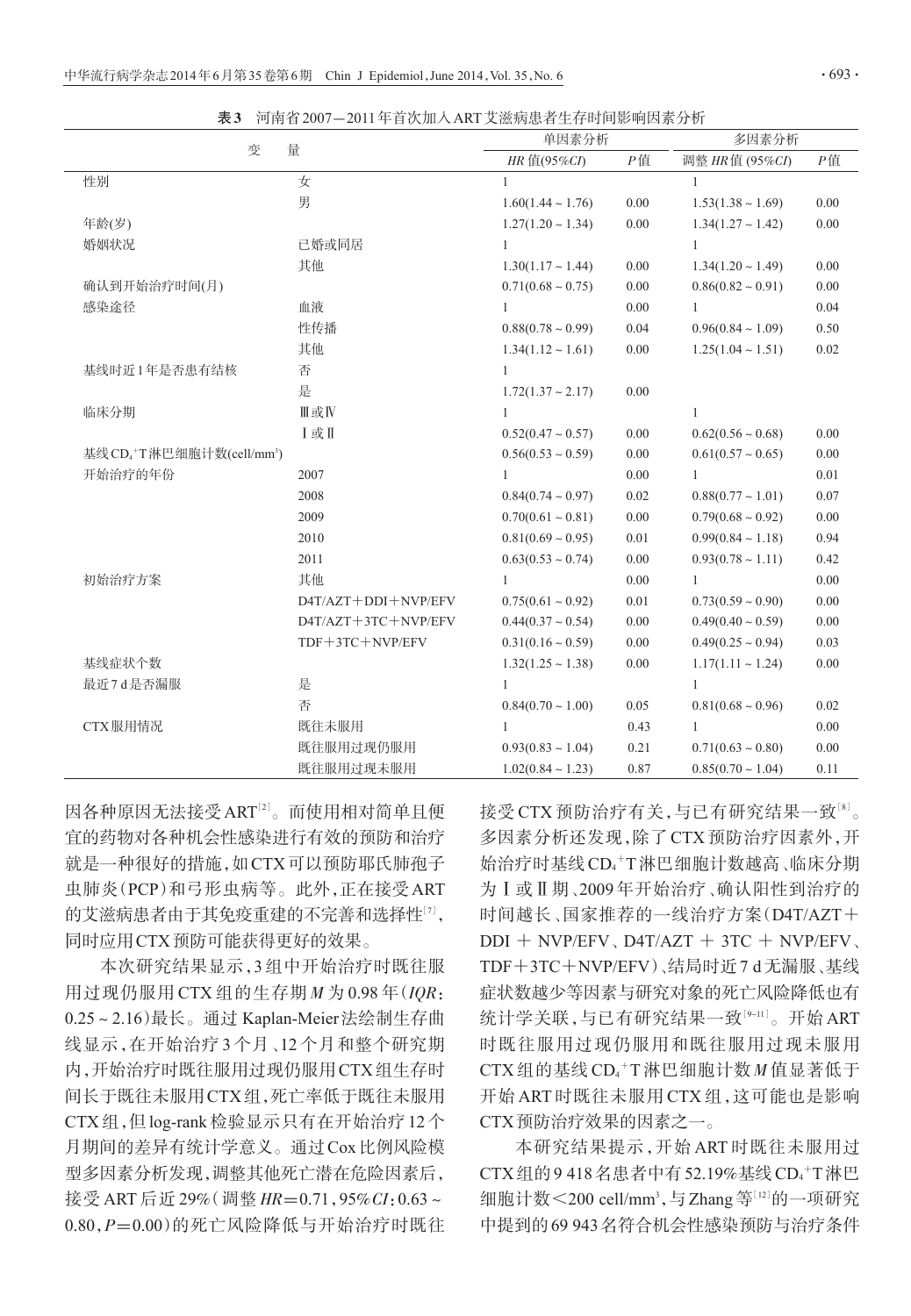**表3** 河南省2007—2011年首次加入ART艾滋病患者生存时间影响因素分析

| 变 | 量 | 单因素分析 | | 多因素分析 | |
|---|---|---|---|---|---|
| | | $HR$ 值(95%$CI$) | $P$值 | 调整 $HR$ 值 (95%$CI$) | $P$值 |
| 性别 | 女 | 1 | | 1 | |
| | 男 | 1.60(1.44 ~ 1.76) | 0.00 | 1.53(1.38 ~ 1.69) | 0.00 |
| 年龄(岁) | | 1.27(1.20 ~ 1.34) | 0.00 | 1.34(1.27 ~ 1.42) | 0.00 |
| 婚姻状况 | 已婚或同居 | 1 | | 1 | |
| | 其他 | 1.30(1.17 ~ 1.44) | 0.00 | 1.34(1.20 ~ 1.49) | 0.00 |
| 确认到开始治疗时间(月) | | 0.71(0.68 ~ 0.75) | 0.00 | 0.86(0.82 ~ 0.91) | 0.00 |
| 感染途径 | 血液 | 1 | 0.00 | 1 | 0.04 |
| | 性传播 | 0.88(0.78 ~ 0.99) | 0.04 | 0.96(0.84 ~ 1.09) | 0.50 |
| | 其他 | 1.34(1.12 ~ 1.61) | 0.00 | 1.25(1.04 ~ 1.51) | 0.02 |
| 基线时近1年是否患有结核 | 否 | 1 | | | |
| | 是 | 1.72(1.37 ~ 2.17) | 0.00 | | |
| 临床分期 | Ⅲ或Ⅳ | 1 | | 1 | |
| | Ⅰ或Ⅱ | 0.52(0.47 ~ 0.57) | 0.00 | 0.62(0.56 ~ 0.68) | 0.00 |
| 基线$CD_4^+$T淋巴细胞计数(cell/mm³) | | 0.56(0.53 ~ 0.59) | 0.00 | 0.61(0.57 ~ 0.65) | 0.00 |
| 开始治疗的年份 | 2007 | 1 | 0.00 | 1 | 0.01 |
| | 2008 | 0.84(0.74 ~ 0.97) | 0.02 | 0.88(0.77 ~ 1.01) | 0.07 |
| | 2009 | 0.70(0.61 ~ 0.81) | 0.00 | 0.79(0.68 ~ 0.92) | 0.00 |
| | 2010 | 0.81(0.69 ~ 0.95) | 0.01 | 0.99(0.84 ~ 1.18) | 0.94 |
| | 2011 | 0.63(0.53 ~ 0.74) | 0.00 | 0.93(0.78 ~ 1.11) | 0.42 |
| 初始治疗方案 | 其他 | 1 | 0.00 | 1 | 0.00 |
| | D4T/AZT＋DDI＋NVP/EFV | 0.75(0.61 ~ 0.92) | 0.01 | 0.73(0.59 ~ 0.90) | 0.00 |
| | D4T/AZT＋3TC＋NVP/EFV | 0.44(0.37 ~ 0.54) | 0.00 | 0.49(0.40 ~ 0.59) | 0.00 |
| | TDF＋3TC＋NVP/EFV | 0.31(0.16 ~ 0.59) | 0.00 | 0.49(0.25 ~ 0.94) | 0.03 |
| 基线症状个数 | | 1.32(1.25 ~ 1.38) | 0.00 | 1.17(1.11 ~ 1.24) | 0.00 |
| 最近7 d是否漏服 | 是 | 1 | | 1 | |
| | 否 | 0.84(0.70 ~ 1.00) | 0.05 | 0.81(0.68 ~ 0.96) | 0.02 |
| CTX服用情况 | 既往未服用 | 1 | 0.43 | 1 | 0.00 |
| | 既往服用过现仍服用 | 0.93(0.83 ~ 1.04) | 0.21 | 0.71(0.63 ~ 0.80) | 0.00 |
| | 既往服用过现未服用 | 1.02(0.84 ~ 1.23) | 0.87 | 0.85(0.70 ~ 1.04) | 0.11 |

因各种原因无法接受ART[2]。而使用相对简单且便宜的药物对各种机会性感染进行有效的预防和治疗就是一种很好的措施，如CTX可以预防耶氏肺孢子虫肺炎(PCP)和弓形虫病等。此外，正在接受ART的艾滋病患者由于其免疫重建的不完善和选择性[7]，同时应用CTX预防可能获得更好的效果。

本次研究结果显示，3组中开始治疗时既往服用过现仍服用CTX组的生存期$M$为0.98年($IQR$：0.25～2.16)最长。通过Kaplan-Meier法绘制生存曲线显示，在开始治疗3个月、12个月和整个研究期内，开始治疗时既往服用过现仍服用CTX组生存时间长于既往未服用CTX组，死亡率低于既往未服用CTX组，但log-rank检验显示只有在开始治疗12个月期间的差异有统计学意义。通过Cox比例风险模型多因素分析发现，调整其他死亡潜在危险因素后，接受ART后近29%(调整$HR$=0.71，95%$CI$：0.63～0.80，$P$=0.00)的死亡风险降低与开始治疗时既往接受CTX预防治疗有关，与已有研究结果一致[8]。多因素分析还发现，除了CTX预防治疗因素外，开始治疗时基线$CD_4^+$T淋巴细胞计数越高、临床分期为Ⅰ或Ⅱ期、2009年开始治疗、确认阳性到治疗的时间越长、国家推荐的一线治疗方案(D4T/AZT＋DDI＋NVP/EFV、D4T/AZT＋3TC＋NVP/EFV、TDF＋3TC＋NVP/EFV)、结局时近7 d无漏服、基线症状数越少等因素与研究对象的死亡风险降低也有统计学关联，与已有研究结果一致[9-11]。开始ART时既往服用过现仍服用和既往服用过现未服用CTX组的基线$CD_4^+$T淋巴细胞计数$M$值显著低于开始ART时既往未服用CTX组，这可能也是影响CTX预防治疗效果的因素之一。

本研究结果提示，开始ART时既往未服用过CTX组的9 418名患者中有52.19%基线$CD_4^+$T淋巴细胞计数<200 cell/mm³，与Zhang等[12]的一项研究中提到的69 943名符合机会性感染预防与治疗条件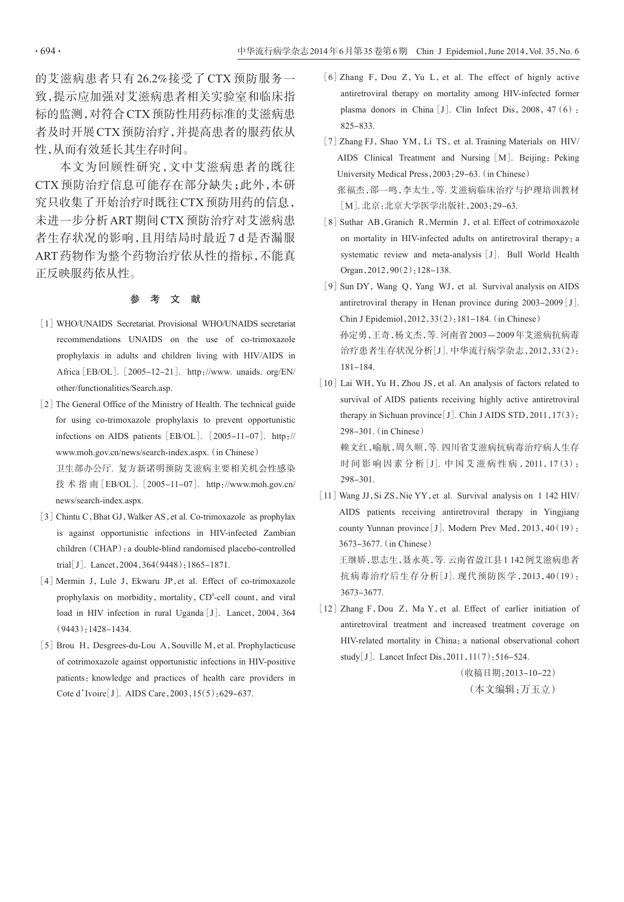的艾滋病患者只有26.2%接受了CTX预防服务一致，提示应加强对艾滋病患者相关实验室和临床指标的监测，对符合CTX预防性用药标准的艾滋病患者及时开展CTX预防治疗，并提高患者的服药依从性，从而有效延长其生存时间。

本文为回顾性研究，文中艾滋病患者的既往CTX预防治疗信息可能存在部分缺失；此外，本研究只收集了开始治疗时既往CTX预防用药的信息，未进一步分析ART期间CTX预防治疗对艾滋病患者生存状况的影响，且用结局时最近7 d是否漏服ART药物作为整个药物治疗依从性的指标，不能真正反映服药依从性。

## 参 考 文 献

[1] WHO/UNAIDS Secretariat. Provisional WHO/UNAIDS secretariat recommendations UNAIDS on the use of co-trimoxazole prophylaxis in adults and children living with HIV/AIDS in Africa[EB/OL]. [2005-12-21]. http://www. unaids. org/EN/other/functionalities/Search.asp.

[2] The General Office of the Ministry of Health. The technical guide for using co-trimoxazole prophylaxis to prevent opportunistic infections on AIDS patients [EB/OL]. [2005-11-07]. http://www.moh.gov.cn/news/search-index.aspx. (in Chinese)
卫生部办公厅. 复方新诺明预防艾滋病主要相关机会性感染技术指南[EB/OL]. [2005-11-07]. http://www.moh.gov.cn/news/search-index.aspx.

[3] Chintu C, Bhat GJ, Walker AS, et al. Co-trimoxazole as prophylax is against opportunistic infections in HIV-infected Zambian children (CHAP): a double-blind randomised placebo-controlled trial[J]. Lancet, 2004, 364(9448): 1865-1871.

[4] Mermin J, Lule J, Ekwaru JP, et al. Effect of co-trimoxazole prophylaxis on morbidity, mortality, CD4-cell count, and viral load in HIV infection in rural Uganda [J]. Lancet, 2004, 364 (9443): 1428-1434.

[5] Brou H, Desgrees-du-Lou A, Souville M, et al. Prophylacticuse of cotrimoxazole against opportunistic infections in HIV-positive patients: knowledge and practices of health care providers in Cote d'Ivoire[J]. AIDS Care, 2003, 15(5): 629-637.

[6] Zhang F, Dou Z, Yu L, et al. The effect of hignly active antiretroviral therapy on mortality among HIV-infected former plasma donors in China [J]. Clin Infect Dis, 2008, 47 (6): 825-833.

[7] Zhang FJ, Shao YM, Li TS, et al. Training Materials on HIV/AIDS Clinical Treatment and Nursing [M]. Beijing: Peking University Medical Press, 2003: 29-63. (in Chinese)
张福杰，邵一鸣，李太生，等. 艾滋病临床治疗与护理培训教材[M]. 北京：北京大学医学出版社，2003：29-63.

[8] Suthar AB, Granich R, Mermin J, et al. Effect of cotrimoxazole on mortality in HIV-infected adults on antiretroviral therapy: a systematic review and meta-analysis [J]. Bull World Health Organ, 2012, 90(2): 128-138.

[9] Sun DY, Wang Q, Yang WJ, et al. Survival analysis on AIDS antiretroviral therapy in Henan province during 2003-2009 [J]. Chin J Epidemiol, 2012, 33(2): 181-184. (in Chinese)
孙定勇，王奇，杨文杰，等. 河南省2003—2009年艾滋病抗病毒治疗患者生存状况分析[J]. 中华流行病学杂志，2012，33(2)：181-184.

[10] Lai WH, Yu H, Zhou JS, et al. An analysis of factors related to survival of AIDS patients receiving highly active antiretroviral therapy in Sichuan province[J]. Chin J AIDS STD, 2011, 17(3): 298-301. (in Chinese)
赖文红，喻航，周久顺，等. 四川省艾滋病抗病毒治疗病人生存时间影响因素分析[J]. 中国艾滋病性病，2011，17(3)：298-301.

[11] Wang JJ, Si ZS, Nie YY, et al. Survival analysis on 1 142 HIV/AIDS patients receiving antiretroviral therapy in Yingjiang county Yunnan province[J]. Modern Prev Med, 2013, 40(19): 3673-3677. (in Chinese)
王继娇，思志生，聂永英，等. 云南省盈江县1 142例艾滋病患者抗病毒治疗后生存分析[J]. 现代预防医学，2013，40(19)：3673-3677.

[12] Zhang F, Dou Z, Ma Y, et al. Effect of earlier initiation of antiretroviral treatment and increased treatment coverage on HIV-related mortality in China: a national observational cohort study[J]. Lancet Infect Dis, 2011, 11(7): 516-524.

（收稿日期：2013-10-22）

（本文编辑：万玉立）